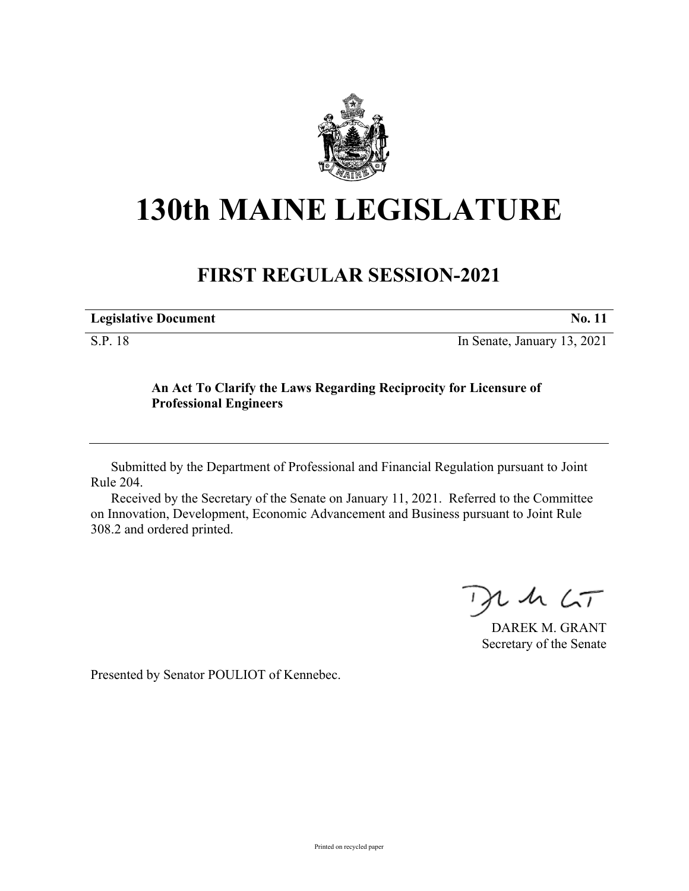# 130th MAINE LEGISLATURE

## FIRST REGULAR SESSION-2021

**Legislative Document** **No. 11**

S.P. 18 In Senate, January 13, 2021

**An Act To Clarify the Laws Regarding Reciprocity for Licensure of Professional Engineers**

Submitted by the Department of Professional and Financial Regulation pursuant to Joint Rule 204.

Received by the Secretary of the Senate on January 11, 2021. Referred to the Committee on Innovation, Development, Economic Advancement and Business pursuant to Joint Rule 308.2 and ordered printed.

DAREK M. GRANT
Secretary of the Senate

Presented by Senator POULIOT of Kennebec.

Printed on recycled paper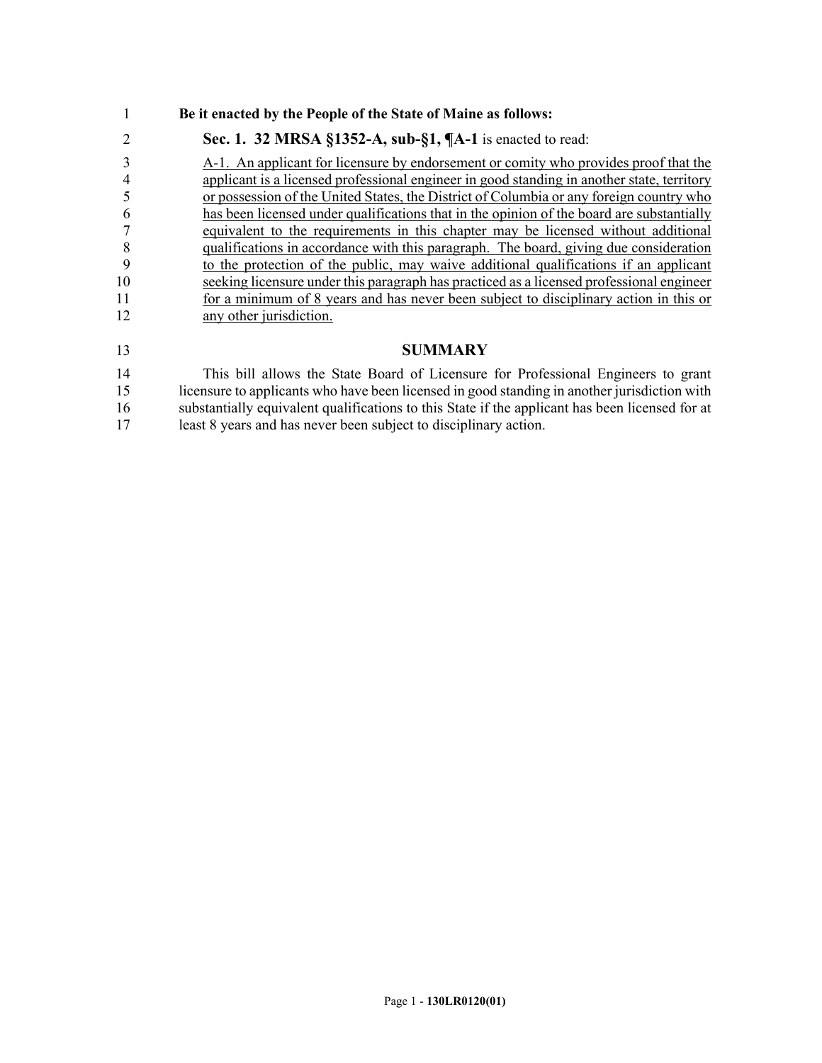**Be it enacted by the People of the State of Maine as follows:**

**Sec. 1. 32 MRSA §1352-A, sub-§1, ¶A-1** is enacted to read:

A-1. An applicant for licensure by endorsement or comity who provides proof that the applicant is a licensed professional engineer in good standing in another state, territory or possession of the United States, the District of Columbia or any foreign country who has been licensed under qualifications that in the opinion of the board are substantially equivalent to the requirements in this chapter may be licensed without additional qualifications in accordance with this paragraph. The board, giving due consideration to the protection of the public, may waive additional qualifications if an applicant seeking licensure under this paragraph has practiced as a licensed professional engineer for a minimum of 8 years and has never been subject to disciplinary action in this or any other jurisdiction.

## SUMMARY

This bill allows the State Board of Licensure for Professional Engineers to grant licensure to applicants who have been licensed in good standing in another jurisdiction with substantially equivalent qualifications to this State if the applicant has been licensed for at least 8 years and has never been subject to disciplinary action.